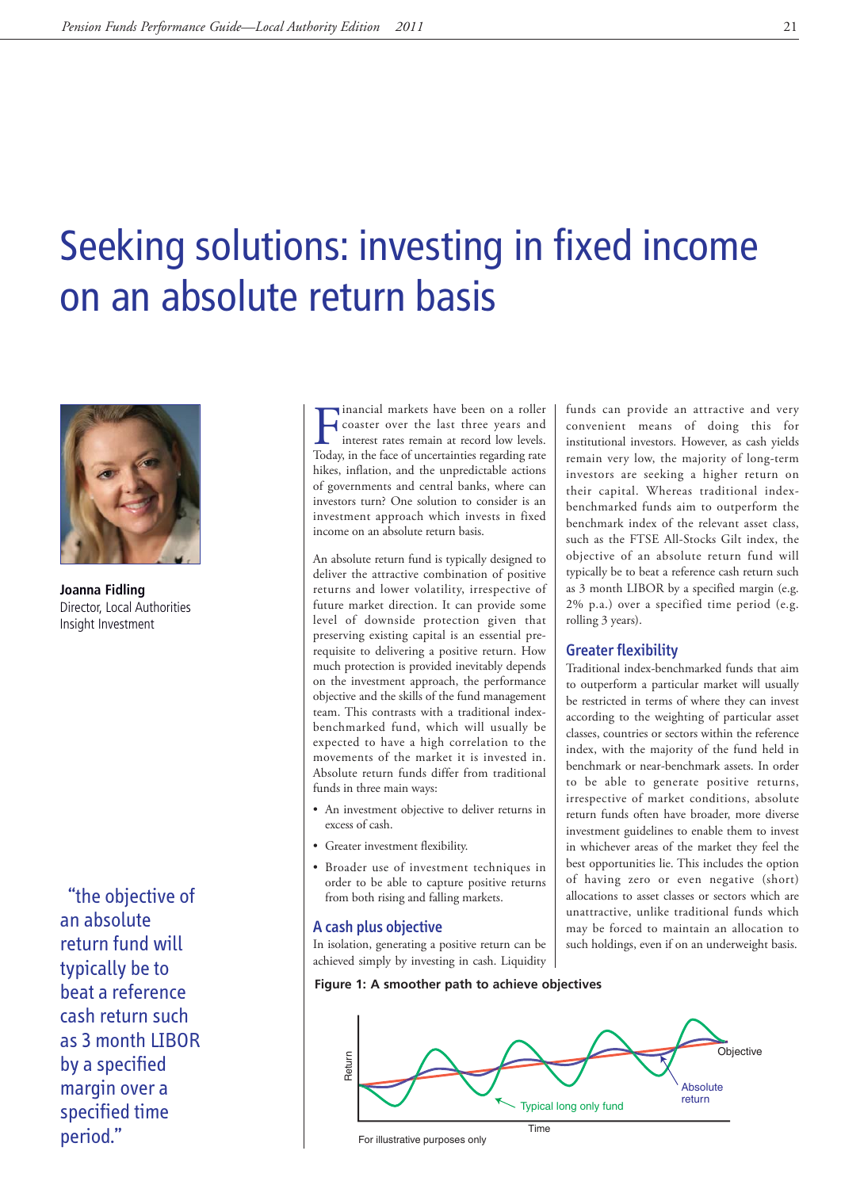# Seeking solutions: investing in fixed income on an absolute return basis

**Joanna Fidling**
Director, Local Authorities
Insight Investment

> "the objective of an absolute return fund will typically be to beat a reference cash return such as 3 month LIBOR by a specified margin over a specified time period."

Financial markets have been on a roller coaster over the last three years and interest rates remain at record low levels. Today, in the face of uncertainties regarding rate hikes, inflation, and the unpredictable actions of governments and central banks, where can investors turn? One solution to consider is an investment approach which invests in fixed income on an absolute return basis.

An absolute return fund is typically designed to deliver the attractive combination of positive returns and lower volatility, irrespective of future market direction. It can provide some level of downside protection given that preserving existing capital is an essential pre-requisite to delivering a positive return. How much protection is provided inevitably depends on the investment approach, the performance objective and the skills of the fund management team. This contrasts with a traditional index-benchmarked fund, which will usually be expected to have a high correlation to the movements of the market it is invested in. Absolute return funds differ from traditional funds in three main ways:

- An investment objective to deliver returns in excess of cash.
- Greater investment flexibility.
- Broader use of investment techniques in order to be able to capture positive returns from both rising and falling markets.

## A cash plus objective

In isolation, generating a positive return can be achieved simply by investing in cash. Liquidity funds can provide an attractive and very convenient means of doing this for institutional investors. However, as cash yields remain very low, the majority of long-term investors are seeking a higher return on their capital. Whereas traditional index-benchmarked funds aim to outperform the benchmark index of the relevant asset class, such as the FTSE All-Stocks Gilt index, the objective of an absolute return fund will typically be to beat a reference cash return such as 3 month LIBOR by a specified margin (e.g. 2% p.a.) over a specified time period (e.g. rolling 3 years).

## Greater flexibility

Traditional index-benchmarked funds that aim to outperform a particular market will usually be restricted in terms of where they can invest according to the weighting of particular asset classes, countries or sectors within the reference index, with the majority of the fund held in benchmark or near-benchmark assets. In order to be able to generate positive returns, irrespective of market conditions, absolute return funds often have broader, more diverse investment guidelines to enable them to invest in whichever areas of the market they feel the best opportunities lie. This includes the option of having zero or even negative (short) allocations to asset classes or sectors which are unattractive, unlike traditional funds which may be forced to maintain an allocation to such holdings, even if on an underweight basis.

**Figure 1: A smoother path to achieve objectives**

For illustrative purposes only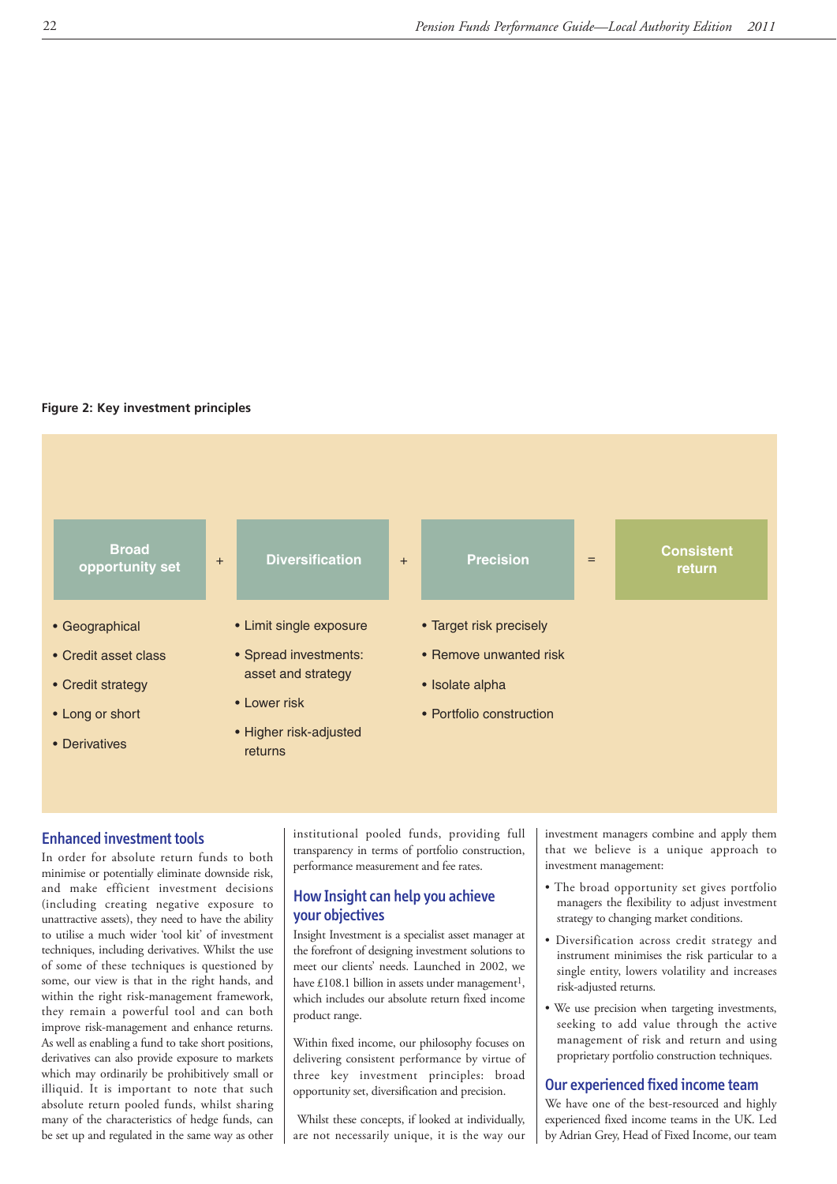**Figure 2: Key investment principles**

| Broad opportunity set | + | Diversification | + | Precision | = | Consistent return |
|---|---|---|---|---|---|---|
| • Geographical<br>• Credit asset class<br>• Credit strategy<br>• Long or short<br>• Derivatives | | • Limit single exposure<br>• Spread investments: asset and strategy<br>• Lower risk<br>• Higher risk-adjusted returns | | • Target risk precisely<br>• Remove unwanted risk<br>• Isolate alpha<br>• Portfolio construction | | |

## Enhanced investment tools

In order for absolute return funds to both minimise or potentially eliminate downside risk, and make efficient investment decisions (including creating negative exposure to unattractive assets), they need to have the ability to utilise a much wider 'tool kit' of investment techniques, including derivatives. Whilst the use of some of these techniques is questioned by some, our view is that in the right hands, and within the right risk-management framework, they remain a powerful tool and can both improve risk-management and enhance returns. As well as enabling a fund to take short positions, derivatives can also provide exposure to markets which may ordinarily be prohibitively small or illiquid. It is important to note that such absolute return pooled funds, whilst sharing many of the characteristics of hedge funds, can be set up and regulated in the same way as other institutional pooled funds, providing full transparency in terms of portfolio construction, performance measurement and fee rates.

## How Insight can help you achieve your objectives

Insight Investment is a specialist asset manager at the forefront of designing investment solutions to meet our clients' needs. Launched in 2002, we have £108.1 billion in assets under management[1], which includes our absolute return fixed income product range.

Within fixed income, our philosophy focuses on delivering consistent performance by virtue of three key investment principles: broad opportunity set, diversification and precision.

Whilst these concepts, if looked at individually, are not necessarily unique, it is the way our investment managers combine and apply them that we believe is a unique approach to investment management:

- The broad opportunity set gives portfolio managers the flexibility to adjust investment strategy to changing market conditions.
- Diversification across credit strategy and instrument minimises the risk particular to a single entity, lowers volatility and increases risk-adjusted returns.
- We use precision when targeting investments, seeking to add value through the active management of risk and return and using proprietary portfolio construction techniques.

## Our experienced fixed income team

We have one of the best-resourced and highly experienced fixed income teams in the UK. Led by Adrian Grey, Head of Fixed Income, our team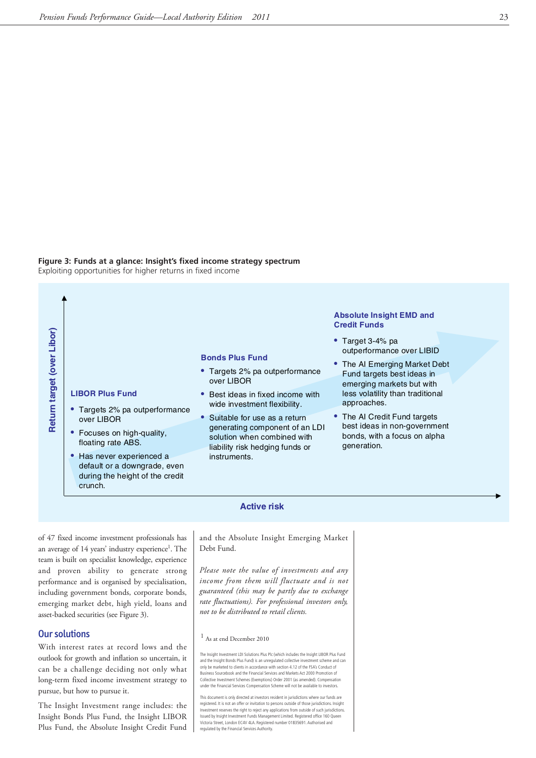**Figure 3: Funds at a glance: Insight's fixed income strategy spectrum**
Exploiting opportunities for higher returns in fixed income

Return target (over Libor)

**LIBOR Plus Fund**

- Targets 2% pa outperformance over LIBOR
- Focuses on high-quality, floating rate ABS.
- Has never experienced a default or a downgrade, even during the height of the credit crunch.

**Bonds Plus Fund**

- Targets 2% pa outperformance over LIBOR
- Best ideas in fixed income with wide investment flexibility.
- Suitable for use as a return generating component of an LDI solution when combined with liability risk hedging funds or instruments.

**Absolute Insight EMD and Credit Funds**

- Target 3-4% pa outperformance over LIBID
- The AI Emerging Market Debt Fund targets best ideas in emerging markets but with less volatility than traditional approaches.
- The AI Credit Fund targets best ideas in non-government bonds, with a focus on alpha generation.

Active risk

of 47 fixed income investment professionals has an average of 14 years' industry experience[1]. The team is built on specialist knowledge, experience and proven ability to generate strong performance and is organised by specialisation, including government bonds, corporate bonds, emerging market debt, high yield, loans and asset-backed securities (see Figure 3).

## Our solutions

With interest rates at record lows and the outlook for growth and inflation so uncertain, it can be a challenge deciding not only what long-term fixed income investment strategy to pursue, but how to pursue it.

The Insight Investment range includes: the Insight Bonds Plus Fund, the Insight LIBOR Plus Fund, the Absolute Insight Credit Fund and the Absolute Insight Emerging Market Debt Fund.

*Please note the value of investments and any income from them will fluctuate and is not guaranteed (this may be partly due to exchange rate fluctuations). For professional investors only, not to be distributed to retail clients.*

[1] As at end December 2010

The Insight Investment LDI Solutions Plus Plc (which includes the Insight LIBOR Plus Fund and the Insight Bonds Plus Fund) is an unregulated collective investment scheme and can only be marketed to clients in accordance with section 4.12 of the FSA's Conduct of Business Sourcebook and the Financial Services and Markets Act 2000 Promotion of Collective Investment Schemes (Exemptions) Order 2001 (as amended). Compensation under the Financial Services Compensation Scheme will not be available to investors.

This document is only directed at investors resident in jurisdictions where our funds are registered. It is not an offer or invitation to persons outside of those jurisdictions. Insight Investment reserves the right to reject any applications from outside of such jurisdictions. Issued by Insight Investment Funds Management Limited. Registered office 160 Queen Victoria Street, London EC4V 4LA. Registered number 01835691. Authorised and regulated by the Financial Services Authority.